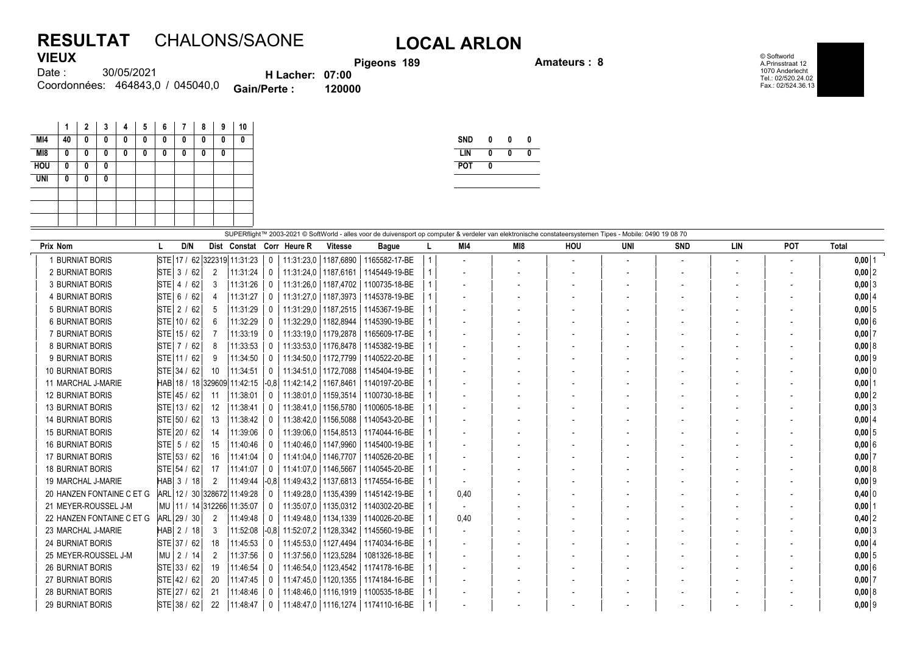# RESULTAT CHALONS/SAONE

## LOCAL ARLON

**VIEUX**

Date : 30/05/2021

Coordonnées: 464843,0 / 045040,0

**Pigeons 189**

**H Lacher: 07:00**

**Gain/Perte : 120000**

**Amateurs : 8**

© Softworld
A.Prinsstraat 12
1070 Anderlecht
Tel.: 02/520.24.02
Fax.: 02/524.36.13

| | 1 | 2 | 3 | 4 | 5 | 6 | 7 | 8 | 9 | 10 |
|---|---|---|---|---|---|---|---|---|---|---|
| MI4 | 40 | 0 | 0 | 0 | 0 | 0 | 0 | 0 | 0 | 0 |
| MI8 | 0 | 0 | 0 | 0 | 0 | 0 | 0 | 0 | 0 | |
| HOU | 0 | 0 | 0 | | | | | | | |
| UNI | 0 | 0 | 0 | | | | | | | |

| | | | |
|---|---|---|---|
| SND | 0 | 0 | 0 |
| LIN | 0 | 0 | 0 |
| POT | 0 | | |

SUPERflight™ 2003-2021 © SoftWorld - alles voor de duivensport op computer & verdeler van elektronische constateersystemen Tipes - Mobile: 0490 19 08 70

| Prix | Nom | L | D/N | Dist | Constat | Corr | Heure R | Vitesse | Bague | L | MI4 | MI8 | HOU | UNI | SND | LIN | POT | Total | |
|---|---|---|---|---|---|---|---|---|---|---|---|---|---|---|---|---|---|---|---|
| 1 | BURNIAT BORIS | STE | 17 / 62 | 322319 | 11:31:23 | 0 | 11:31:23,0 | 1187,6890 | 1165582-17-BE | 1 | - | - | - | - | - | - | - | 0,00 | 1 |
| 2 | BURNIAT BORIS | STE | 3 / 62 | 2 | 11:31:24 | 0 | 11:31:24,0 | 1187,6161 | 1145449-19-BE | 1 | - | - | - | - | - | - | - | 0,00 | 2 |
| 3 | BURNIAT BORIS | STE | 4 / 62 | 3 | 11:31:26 | 0 | 11:31:26,0 | 1187,4702 | 1100735-18-BE | 1 | - | - | - | - | - | - | - | 0,00 | 3 |
| 4 | BURNIAT BORIS | STE | 6 / 62 | 4 | 11:31:27 | 0 | 11:31:27,0 | 1187,3973 | 1145378-19-BE | 1 | - | - | - | - | - | - | - | 0,00 | 4 |
| 5 | BURNIAT BORIS | STE | 2 / 62 | 5 | 11:31:29 | 0 | 11:31:29,0 | 1187,2515 | 1145367-19-BE | 1 | - | - | - | - | - | - | - | 0,00 | 5 |
| 6 | BURNIAT BORIS | STE | 10 / 62 | 6 | 11:32:29 | 0 | 11:32:29,0 | 1182,8944 | 1145390-19-BE | 1 | - | - | - | - | - | - | - | 0,00 | 6 |
| 7 | BURNIAT BORIS | STE | 15 / 62 | 7 | 11:33:19 | 0 | 11:33:19,0 | 1179,2878 | 1165609-17-BE | 1 | - | - | - | - | - | - | - | 0,00 | 7 |
| 8 | BURNIAT BORIS | STE | 7 / 62 | 8 | 11:33:53 | 0 | 11:33:53,0 | 1176,8478 | 1145382-19-BE | 1 | - | - | - | - | - | - | - | 0,00 | 8 |
| 9 | BURNIAT BORIS | STE | 11 / 62 | 9 | 11:34:50 | 0 | 11:34:50,0 | 1172,7799 | 1140522-20-BE | 1 | - | - | - | - | - | - | - | 0,00 | 9 |
| 10 | BURNIAT BORIS | STE | 34 / 62 | 10 | 11:34:51 | 0 | 11:34:51,0 | 1172,7088 | 1145404-19-BE | 1 | - | - | - | - | - | - | - | 0,00 | 0 |
| 11 | MARCHAL J-MARIE | HAB | 18 / 18 | 329609 | 11:42:15 | -0,8 | 11:42:14,2 | 1167,8461 | 1140197-20-BE | 1 | - | - | - | - | - | - | - | 0,00 | 1 |
| 12 | BURNIAT BORIS | STE | 45 / 62 | 11 | 11:38:01 | 0 | 11:38:01,0 | 1159,3514 | 1100730-18-BE | 1 | - | - | - | - | - | - | - | 0,00 | 2 |
| 13 | BURNIAT BORIS | STE | 13 / 62 | 12 | 11:38:41 | 0 | 11:38:41,0 | 1156,5780 | 1100605-18-BE | 1 | - | - | - | - | - | - | - | 0,00 | 3 |
| 14 | BURNIAT BORIS | STE | 50 / 62 | 13 | 11:38:42 | 0 | 11:38:42,0 | 1156,5088 | 1140543-20-BE | 1 | - | - | - | - | - | - | - | 0,00 | 4 |
| 15 | BURNIAT BORIS | STE | 20 / 62 | 14 | 11:39:06 | 0 | 11:39:06,0 | 1154,8513 | 1174044-16-BE | 1 | - | - | - | - | - | - | - | 0,00 | 5 |
| 16 | BURNIAT BORIS | STE | 5 / 62 | 15 | 11:40:46 | 0 | 11:40:46,0 | 1147,9960 | 1145400-19-BE | 1 | - | - | - | - | - | - | - | 0,00 | 6 |
| 17 | BURNIAT BORIS | STE | 53 / 62 | 16 | 11:41:04 | 0 | 11:41:04,0 | 1146,7707 | 1140526-20-BE | 1 | - | - | - | - | - | - | - | 0,00 | 7 |
| 18 | BURNIAT BORIS | STE | 54 / 62 | 17 | 11:41:07 | 0 | 11:41:07,0 | 1146,5667 | 1140545-20-BE | 1 | - | - | - | - | - | - | - | 0,00 | 8 |
| 19 | MARCHAL J-MARIE | HAB | 3 / 18 | 2 | 11:49:44 | -0,8 | 11:49:43,2 | 1137,6813 | 1174554-16-BE | 1 | - | - | - | - | - | - | - | 0,00 | 9 |
| 20 | HANZEN FONTAINE C ET G | ARL | 12 / 30 | 328672 | 11:49:28 | 0 | 11:49:28,0 | 1135,4399 | 1145142-19-BE | 1 | 0,40 | - | - | - | - | - | - | 0,40 | 0 |
| 21 | MEYER-ROUSSEL J-M | MU | 11 / 14 | 312266 | 11:35:07 | 0 | 11:35:07,0 | 1135,0312 | 1140302-20-BE | 1 | - | - | - | - | - | - | - | 0,00 | 1 |
| 22 | HANZEN FONTAINE C ET G | ARL | 29 / 30 | 2 | 11:49:48 | 0 | 11:49:48,0 | 1134,1339 | 1140026-20-BE | 1 | 0,40 | - | - | - | - | - | - | 0,40 | 2 |
| 23 | MARCHAL J-MARIE | HAB | 2 / 18 | 3 | 11:52:08 | -0,8 | 11:52:07,2 | 1128,3342 | 1145560-19-BE | 1 | - | - | - | - | - | - | - | 0,00 | 3 |
| 24 | BURNIAT BORIS | STE | 37 / 62 | 18 | 11:45:53 | 0 | 11:45:53,0 | 1127,4494 | 1174034-16-BE | 1 | - | - | - | - | - | - | - | 0,00 | 4 |
| 25 | MEYER-ROUSSEL J-M | MU | 2 / 14 | 2 | 11:37:56 | 0 | 11:37:56,0 | 1123,5284 | 1081326-18-BE | 1 | - | - | - | - | - | - | - | 0,00 | 5 |
| 26 | BURNIAT BORIS | STE | 33 / 62 | 19 | 11:46:54 | 0 | 11:46:54,0 | 1123,4542 | 1174178-16-BE | 1 | - | - | - | - | - | - | - | 0,00 | 6 |
| 27 | BURNIAT BORIS | STE | 42 / 62 | 20 | 11:47:45 | 0 | 11:47:45,0 | 1120,1355 | 1174184-16-BE | 1 | - | - | - | - | - | - | - | 0,00 | 7 |
| 28 | BURNIAT BORIS | STE | 27 / 62 | 21 | 11:48:46 | 0 | 11:48:46,0 | 1116,1919 | 1100535-18-BE | 1 | - | - | - | - | - | - | - | 0,00 | 8 |
| 29 | BURNIAT BORIS | STE | 38 / 62 | 22 | 11:48:47 | 0 | 11:48:47,0 | 1116,1274 | 1174110-16-BE | 1 | - | - | - | - | - | - | - | 0,00 | 9 |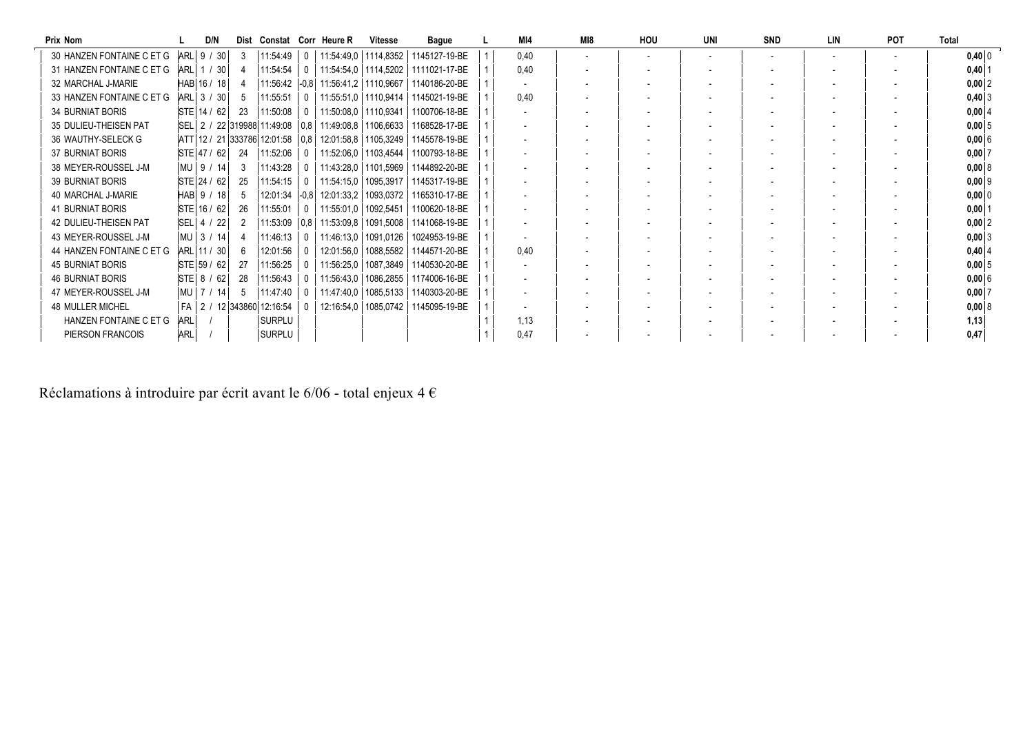| Prix | Nom | L | D/N | Dist | Constat | Corr | Heure R | Vitesse | Bague | L | MI4 | MI8 | HOU | UNI | SND | LIN | POT | Total | |
|---|---|---|---|---|---|---|---|---|---|---|---|---|---|---|---|---|---|---|---|
| 30 | HANZEN FONTAINE C ET G | ARL | 9 / 30 | 3 | 11:54:49 | 0 | 11:54:49,0 | 1114,8352 | 1145127-19-BE | 1 | 0,40 | - | - | - | - | - | - | 0,40 | 0 |
| 31 | HANZEN FONTAINE C ET G | ARL | 1 / 30 | 4 | 11:54:54 | 0 | 11:54:54,0 | 1114,5202 | 1111021-17-BE | 1 | 0,40 | - | - | - | - | - | - | 0,40 | 1 |
| 32 | MARCHAL J-MARIE | HAB | 16 / 18 | 4 | 11:56:42 | -0,8 | 11:56:41,2 | 1110,9667 | 1140186-20-BE | 1 | - | - | - | - | - | - | - | 0,00 | 2 |
| 33 | HANZEN FONTAINE C ET G | ARL | 3 / 30 | 5 | 11:55:51 | 0 | 11:55:51,0 | 1110,9414 | 1145021-19-BE | 1 | 0,40 | - | - | - | - | - | - | 0,40 | 3 |
| 34 | BURNIAT BORIS | STE | 14 / 62 | 23 | 11:50:08 | 0 | 11:50:08,0 | 1110,9341 | 1100706-18-BE | 1 | - | - | - | - | - | - | - | 0,00 | 4 |
| 35 | DULIEU-THEISEN PAT | SEL | 2 / 22 | 319988 | 11:49:08 | 0,8 | 11:49:08,8 | 1106,6633 | 1168528-17-BE | 1 | - | - | - | - | - | - | - | 0,00 | 5 |
| 36 | WAUTHY-SELECK G | ATT | 12 / 21 | 333786 | 12:01:58 | 0,8 | 12:01:58,8 | 1105,3249 | 1145578-19-BE | 1 | - | - | - | - | - | - | - | 0,00 | 6 |
| 37 | BURNIAT BORIS | STE | 47 / 62 | 24 | 11:52:06 | 0 | 11:52:06,0 | 1103,4544 | 1100793-18-BE | 1 | - | - | - | - | - | - | - | 0,00 | 7 |
| 38 | MEYER-ROUSSEL J-M | MU | 9 / 14 | 3 | 11:43:28 | 0 | 11:43:28,0 | 1101,5969 | 1144892-20-BE | 1 | - | - | - | - | - | - | - | 0,00 | 8 |
| 39 | BURNIAT BORIS | STE | 24 / 62 | 25 | 11:54:15 | 0 | 11:54:15,0 | 1095,3917 | 1145317-19-BE | 1 | - | - | - | - | - | - | - | 0,00 | 9 |
| 40 | MARCHAL J-MARIE | HAB | 9 / 18 | 5 | 12:01:34 | -0,8 | 12:01:33,2 | 1093,0372 | 1165310-17-BE | 1 | - | - | - | - | - | - | - | 0,00 | 0 |
| 41 | BURNIAT BORIS | STE | 16 / 62 | 26 | 11:55:01 | 0 | 11:55:01,0 | 1092,5451 | 1100620-18-BE | 1 | - | - | - | - | - | - | - | 0,00 | 1 |
| 42 | DULIEU-THEISEN PAT | SEL | 4 / 22 | 2 | 11:53:09 | 0,8 | 11:53:09,8 | 1091,5008 | 1141068-19-BE | 1 | - | - | - | - | - | - | - | 0,00 | 2 |
| 43 | MEYER-ROUSSEL J-M | MU | 3 / 14 | 4 | 11:46:13 | 0 | 11:46:13,0 | 1091,0126 | 1024953-19-BE | 1 | - | - | - | - | - | - | - | 0,00 | 3 |
| 44 | HANZEN FONTAINE C ET G | ARL | 11 / 30 | 6 | 12:01:56 | 0 | 12:01:56,0 | 1088,5582 | 1144571-20-BE | 1 | 0,40 | - | - | - | - | - | - | 0,40 | 4 |
| 45 | BURNIAT BORIS | STE | 59 / 62 | 27 | 11:56:25 | 0 | 11:56:25,0 | 1087,3849 | 1140530-20-BE | 1 | - | - | - | - | - | - | - | 0,00 | 5 |
| 46 | BURNIAT BORIS | STE | 8 / 62 | 28 | 11:56:43 | 0 | 11:56:43,0 | 1086,2855 | 1174006-16-BE | 1 | - | - | - | - | - | - | - | 0,00 | 6 |
| 47 | MEYER-ROUSSEL J-M | MU | 7 / 14 | 5 | 11:47:40 | 0 | 11:47:40,0 | 1085,5133 | 1140303-20-BE | 1 | - | - | - | - | - | - | - | 0,00 | 7 |
| 48 | MULLER MICHEL | FA | 2 / 12 | 343860 | 12:16:54 | 0 | 12:16:54,0 | 1085,0742 | 1145095-19-BE | 1 | - | - | - | - | - | - | - | 0,00 | 8 |
| | HANZEN FONTAINE C ET G | ARL | / | | SURPLU | | | | | 1 | 1,13 | - | - | - | - | - | - | 1,13 | |
| | PIERSON FRANCOIS | ARL | / | | SURPLU | | | | | 1 | 0,47 | - | - | - | - | - | - | 0,47 | |

Réclamations à introduire par écrit avant le 6/06 - total enjeux 4 €